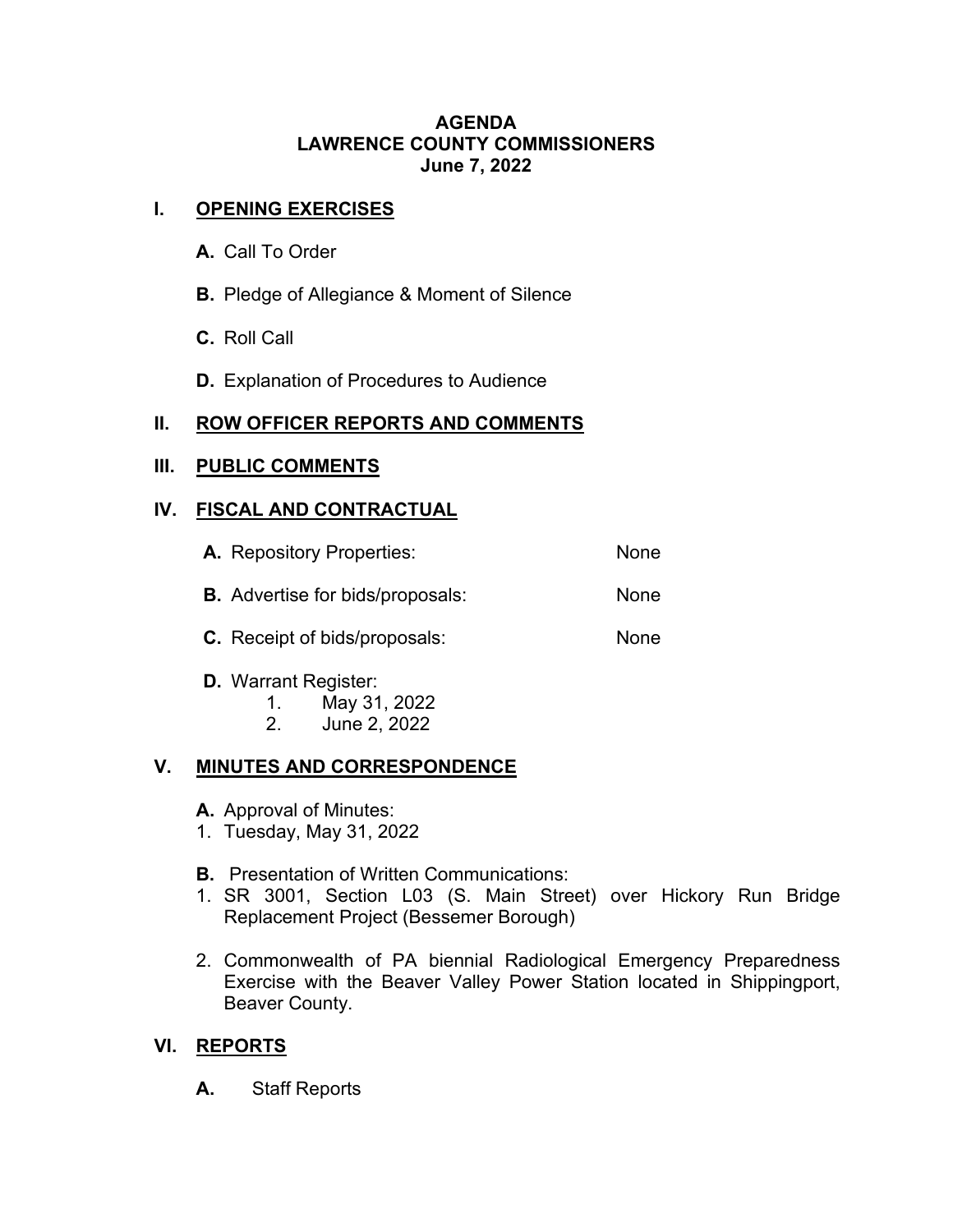# AGENDA
# LAWRENCE COUNTY COMMISSIONERS
# June 7, 2022

## I. OPENING EXERCISES

**A.** Call To Order

**B.** Pledge of Allegiance & Moment of Silence

**C.** Roll Call

**D.** Explanation of Procedures to Audience

## II. ROW OFFICER REPORTS AND COMMENTS

## III. PUBLIC COMMENTS

## IV. FISCAL AND CONTRACTUAL

**A.** Repository Properties: None

**B.** Advertise for bids/proposals: None

**C.** Receipt of bids/proposals: None

**D.** Warrant Register:
1. May 31, 2022
2. June 2, 2022

## V. MINUTES AND CORRESPONDENCE

**A.** Approval of Minutes:
1. Tuesday, May 31, 2022

**B.** Presentation of Written Communications:
1. SR 3001, Section L03 (S. Main Street) over Hickory Run Bridge Replacement Project (Bessemer Borough)
2. Commonwealth of PA biennial Radiological Emergency Preparedness Exercise with the Beaver Valley Power Station located in Shippingport, Beaver County.

## VI. REPORTS

**A.** Staff Reports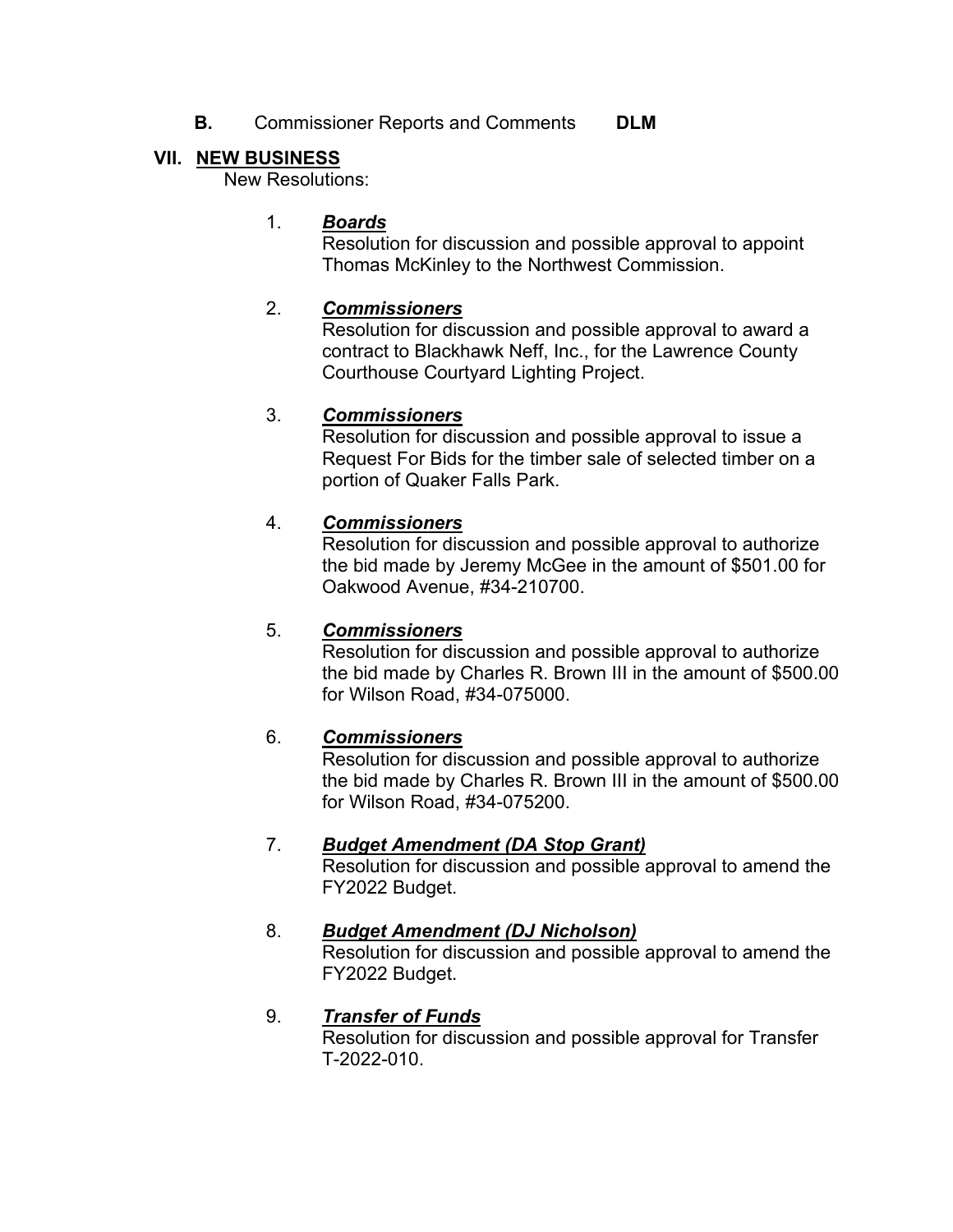**B.** Commissioner Reports and Comments **DLM**

## VII. NEW BUSINESS

New Resolutions:

1. ***Boards***
   Resolution for discussion and possible approval to appoint Thomas McKinley to the Northwest Commission.

2. ***Commissioners***
   Resolution for discussion and possible approval to award a contract to Blackhawk Neff, Inc., for the Lawrence County Courthouse Courtyard Lighting Project.

3. ***Commissioners***
   Resolution for discussion and possible approval to issue a Request For Bids for the timber sale of selected timber on a portion of Quaker Falls Park.

4. ***Commissioners***
   Resolution for discussion and possible approval to authorize the bid made by Jeremy McGee in the amount of $501.00 for Oakwood Avenue, #34-210700.

5. ***Commissioners***
   Resolution for discussion and possible approval to authorize the bid made by Charles R. Brown III in the amount of $500.00 for Wilson Road, #34-075000.

6. ***Commissioners***
   Resolution for discussion and possible approval to authorize the bid made by Charles R. Brown III in the amount of $500.00 for Wilson Road, #34-075200.

7. ***Budget Amendment (DA Stop Grant)***
   Resolution for discussion and possible approval to amend the FY2022 Budget.

8. ***Budget Amendment (DJ Nicholson)***
   Resolution for discussion and possible approval to amend the FY2022 Budget.

9. ***Transfer of Funds***
   Resolution for discussion and possible approval for Transfer T-2022-010.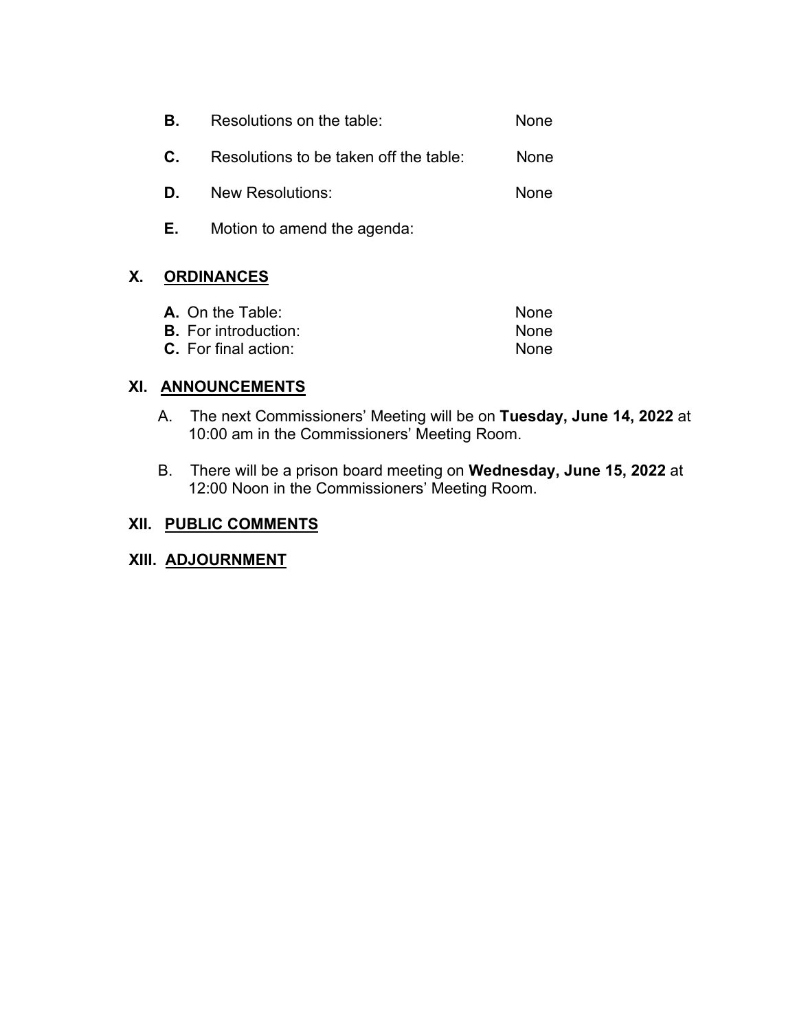**B.** Resolutions on the table: None

**C.** Resolutions to be taken off the table: None

**D.** New Resolutions: None

**E.** Motion to amend the agenda:

## X. ORDINANCES

**A.** On the Table: None
**B.** For introduction: None
**C.** For final action: None

## XI. ANNOUNCEMENTS

A. The next Commissioners' Meeting will be on **Tuesday, June 14, 2022** at 10:00 am in the Commissioners' Meeting Room.

B. There will be a prison board meeting on **Wednesday, June 15, 2022** at 12:00 Noon in the Commissioners' Meeting Room.

## XII. PUBLIC COMMENTS

## XIII. ADJOURNMENT